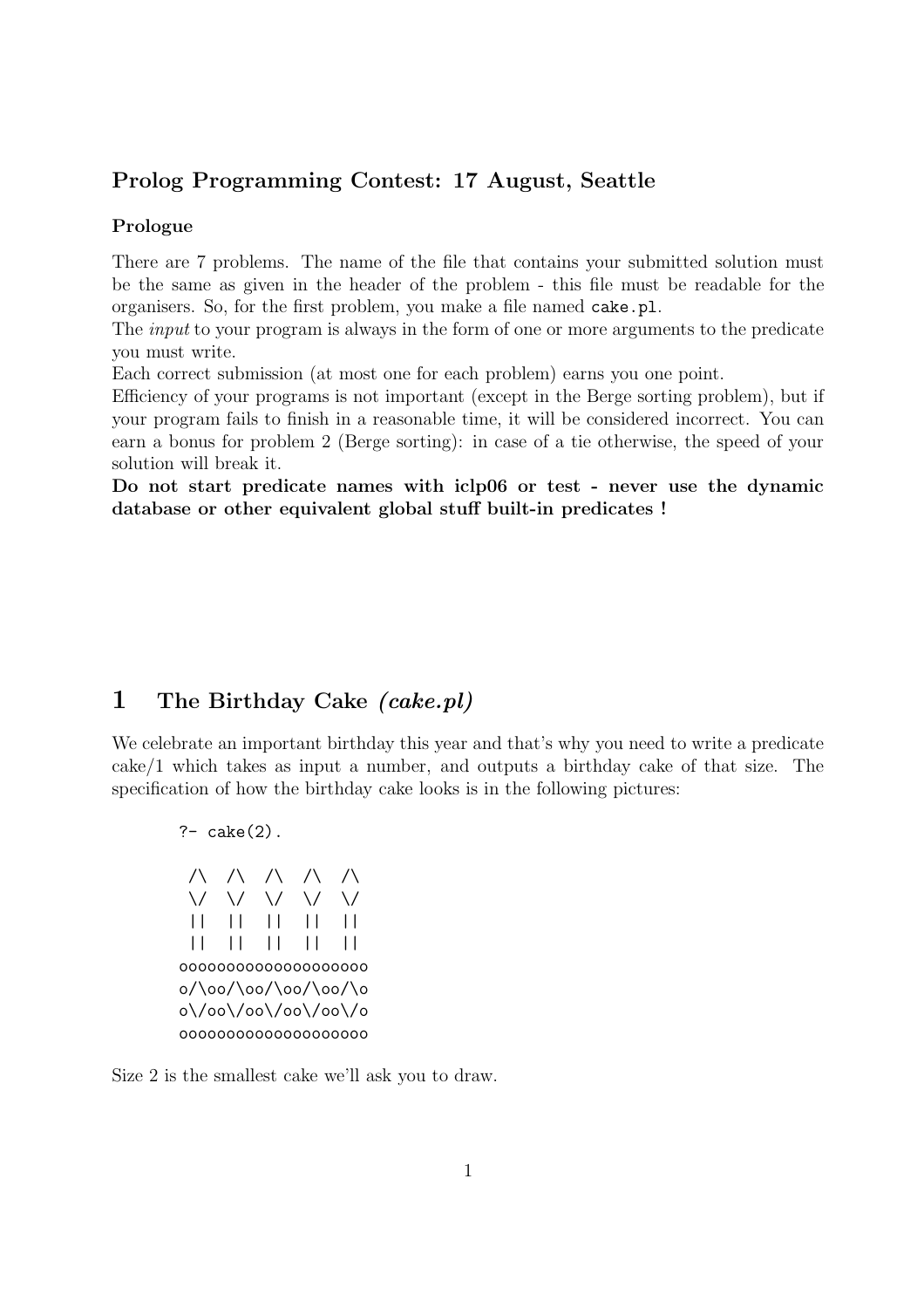## Prolog Programming Contest: 17 August, Seattle

### Prologue

There are 7 problems. The name of the file that contains your submitted solution must be the same as given in the header of the problem - this file must be readable for the organisers. So, for the first problem, you make a file named `cake.pl`.

The *input* to your program is always in the form of one or more arguments to the predicate you must write.

Each correct submission (at most one for each problem) earns you one point.

Efficiency of your programs is not important (except in the Berge sorting problem), but if your program fails to finish in a reasonable time, it will be considered incorrect. You can earn a bonus for problem 2 (Berge sorting): in case of a tie otherwise, the speed of your solution will break it.

**Do not start predicate names with iclp06 or test - never use the dynamic database or other equivalent global stuff built-in predicates !**

# 1 The Birthday Cake *(cake.pl)*

We celebrate an important birthday this year and that's why you need to write a predicate cake/1 which takes as input a number, and outputs a birthday cake of that size. The specification of how the birthday cake looks is in the following pictures:

```
?- cake(2).

 /\  /\  /\  /\  /\
 \/  \/  \/  \/  \/
 ||  ||  ||  ||  ||
 ||  ||  ||  ||  ||
oooooooooooooooooooo
o/\oo/\oo/\oo/\oo/\o
o\/oo\/oo\/oo\/oo\/o
oooooooooooooooooooo
```

Size 2 is the smallest cake we'll ask you to draw.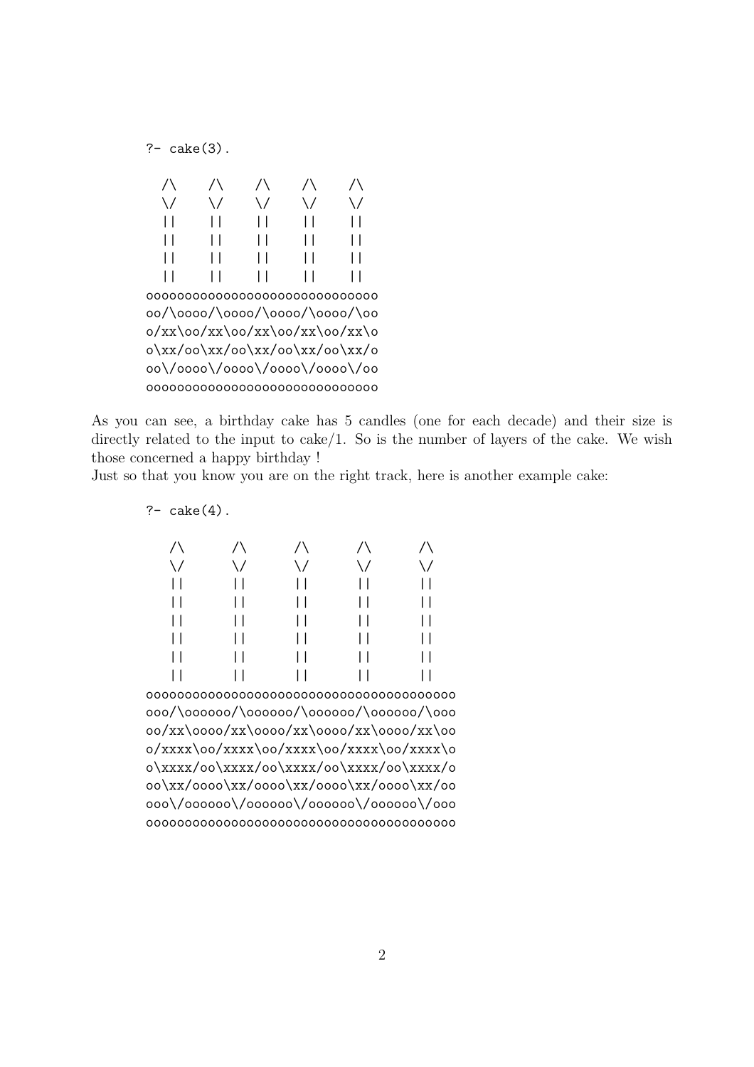```
?- cake(3).

  /\    /\    /\    /\    /\
  \/    \/    \/    \/    \/
  ||    ||    ||    ||    ||
  ||    ||    ||    ||    ||
  ||    ||    ||    ||    ||
  ||    ||    ||    ||    ||
oooooooooooooooooooooooooooooo
oo/\oooo/\oooo/\oooo/\oooo/\oo
o/xx\oo/xx\oo/xx\oo/xx\oo/xx\o
o\xx/oo\xx/oo\xx/oo\xx/oo\xx/o
oo\/oooo\/oooo\/oooo\/oooo\/oo
oooooooooooooooooooooooooooooo
```

As you can see, a birthday cake has 5 candles (one for each decade) and their size is directly related to the input to cake/1. So is the number of layers of the cake. We wish those concerned a happy birthday !

Just so that you know you are on the right track, here is another example cake:

```
?- cake(4).

   /\      /\      /\      /\      /\
   \/      \/      \/      \/      \/
   ||      ||      ||      ||      ||
   ||      ||      ||      ||      ||
   ||      ||      ||      ||      ||
   ||      ||      ||      ||      ||
   ||      ||      ||      ||      ||
   ||      ||      ||      ||      ||
oooooooooooooooooooooooooooooooooooooooo
ooo/\oooooo/\oooooo/\oooooo/\oooooo/\ooo
oo/xx\oooo/xx\oooo/xx\oooo/xx\oooo/xx\oo
o/xxxx\oo/xxxx\oo/xxxx\oo/xxxx\oo/xxxx\o
o\xxxx/oo\xxxx/oo\xxxx/oo\xxxx/oo\xxxx/o
oo\xx/oooo\xx/oooo\xx/oooo\xx/oooo\xx/oo
ooo\/oooooo\/oooooo\/oooooo\/oooooo\/ooo
oooooooooooooooooooooooooooooooooooooooo
```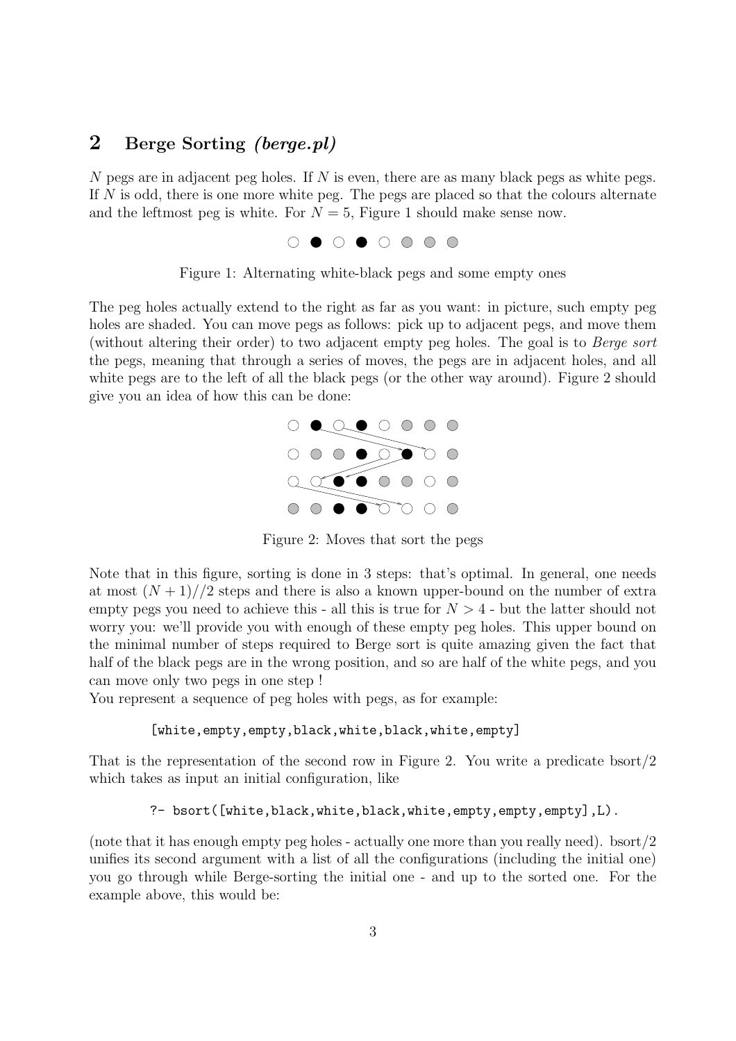## 2 Berge Sorting *(berge.pl)*

$N$ pegs are in adjacent peg holes. If $N$ is even, there are as many black pegs as white pegs. If $N$ is odd, there is one more white peg. The pegs are placed so that the colours alternate and the leftmost peg is white. For $N = 5$, Figure 1 should make sense now.

Figure 1: Alternating white-black pegs and some empty ones

The peg holes actually extend to the right as far as you want: in picture, such empty peg holes are shaded. You can move pegs as follows: pick up to adjacent pegs, and move them (without altering their order) to two adjacent empty peg holes. The goal is to *Berge sort* the pegs, meaning that through a series of moves, the pegs are in adjacent holes, and all white pegs are to the left of all the black pegs (or the other way around). Figure 2 should give you an idea of how this can be done:

Figure 2: Moves that sort the pegs

Note that in this figure, sorting is done in 3 steps: that's optimal. In general, one needs at most $(N + 1)//2$ steps and there is also a known upper-bound on the number of extra empty pegs you need to achieve this - all this is true for $N > 4$ - but the latter should not worry you: we'll provide you with enough of these empty peg holes. This upper bound on the minimal number of steps required to Berge sort is quite amazing given the fact that half of the black pegs are in the wrong position, and so are half of the white pegs, and you can move only two pegs in one step !

You represent a sequence of peg holes with pegs, as for example:

```
[white,empty,empty,black,white,black,white,empty]
```

That is the representation of the second row in Figure 2. You write a predicate bsort/2 which takes as input an initial configuration, like

```
?- bsort([white,black,white,black,white,empty,empty,empty],L).
```

(note that it has enough empty peg holes - actually one more than you really need). bsort/2 unifies its second argument with a list of all the configurations (including the initial one) you go through while Berge-sorting the initial one - and up to the sorted one. For the example above, this would be: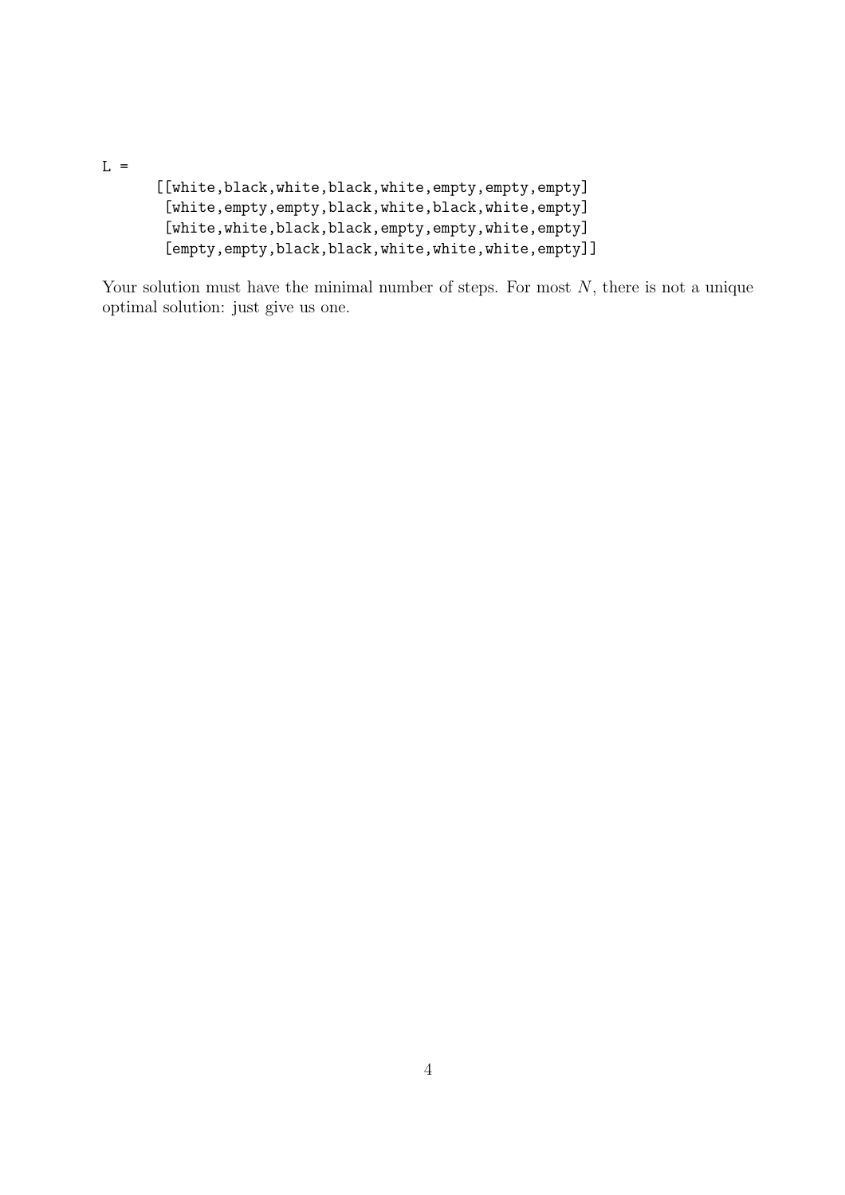```
L =
     [[white,black,white,black,white,empty,empty,empty]
      [white,empty,empty,black,white,black,white,empty]
      [white,white,black,black,empty,empty,white,empty]
      [empty,empty,black,black,white,white,white,empty]]
```

Your solution must have the minimal number of steps. For most $N$, there is not a unique optimal solution: just give us one.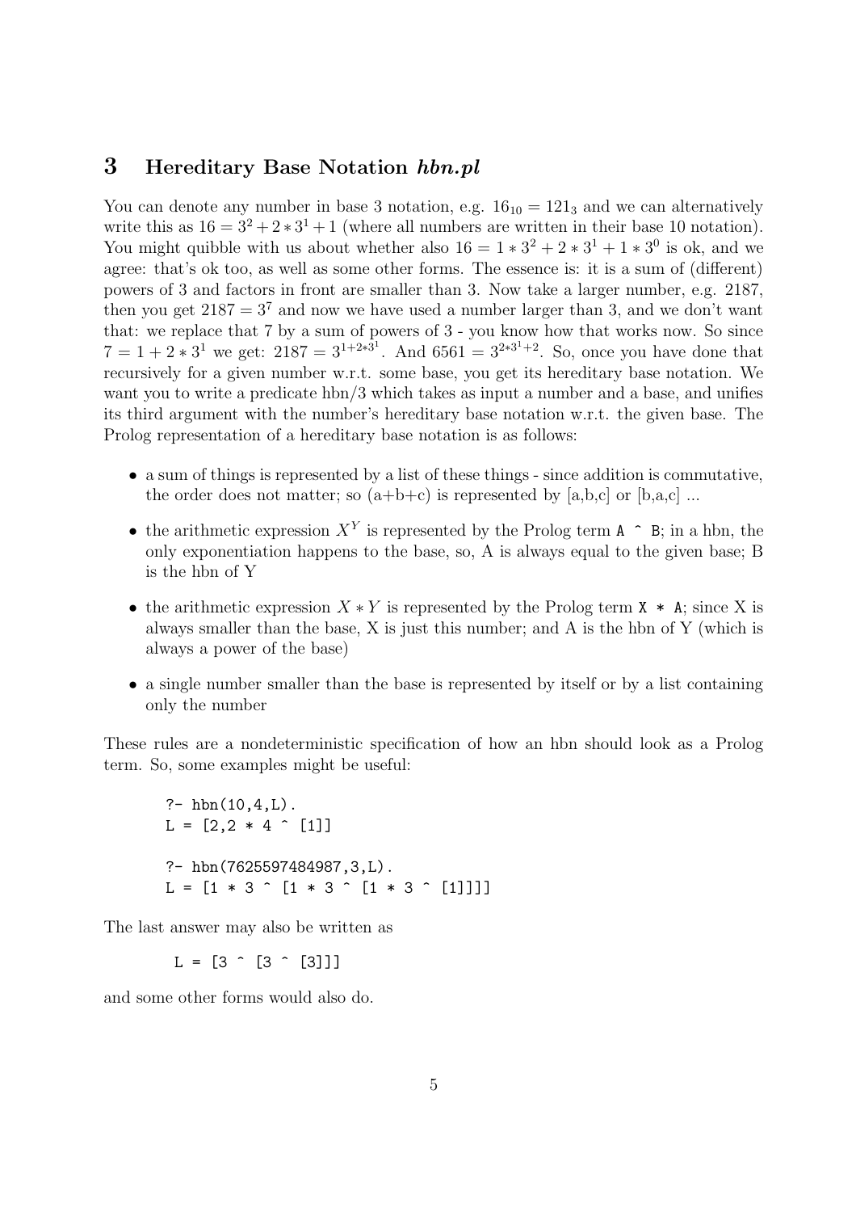## 3 Hereditary Base Notation *hbn.pl*

You can denote any number in base 3 notation, e.g. $16_{10} = 121_3$ and we can alternatively write this as $16 = 3^2 + 2 * 3^1 + 1$ (where all numbers are written in their base 10 notation). You might quibble with us about whether also $16 = 1 * 3^2 + 2 * 3^1 + 1 * 3^0$ is ok, and we agree: that's ok too, as well as some other forms. The essence is: it is a sum of (different) powers of 3 and factors in front are smaller than 3. Now take a larger number, e.g. 2187, then you get $2187 = 3^7$ and now we have used a number larger than 3, and we don't want that: we replace that 7 by a sum of powers of 3 - you know how that works now. So since $7 = 1 + 2 * 3^1$ we get: $2187 = 3^{1+2*3^1}$. And $6561 = 3^{2*3^1+2}$. So, once you have done that recursively for a given number w.r.t. some base, you get its hereditary base notation. We want you to write a predicate hbn/3 which takes as input a number and a base, and unifies its third argument with the number's hereditary base notation w.r.t. the given base. The Prolog representation of a hereditary base notation is as follows:

- a sum of things is represented by a list of these things - since addition is commutative, the order does not matter; so (a+b+c) is represented by [a,b,c] or [b,a,c] ...
- the arithmetic expression $X^Y$ is represented by the Prolog term `A ^ B`; in a hbn, the only exponentiation happens to the base, so, A is always equal to the given base; B is the hbn of Y
- the arithmetic expression $X * Y$ is represented by the Prolog term `X * A`; since X is always smaller than the base, X is just this number; and A is the hbn of Y (which is always a power of the base)
- a single number smaller than the base is represented by itself or by a list containing only the number

These rules are a nondeterministic specification of how an hbn should look as a Prolog term. So, some examples might be useful:

```
?- hbn(10,4,L).
L = [2,2 * 4 ^ [1]]

?- hbn(7625597484987,3,L).
L = [1 * 3 ^ [1 * 3 ^ [1 * 3 ^ [1]]]]
```

The last answer may also be written as

```
L = [3 ^ [3 ^ [3]]]
```

and some other forms would also do.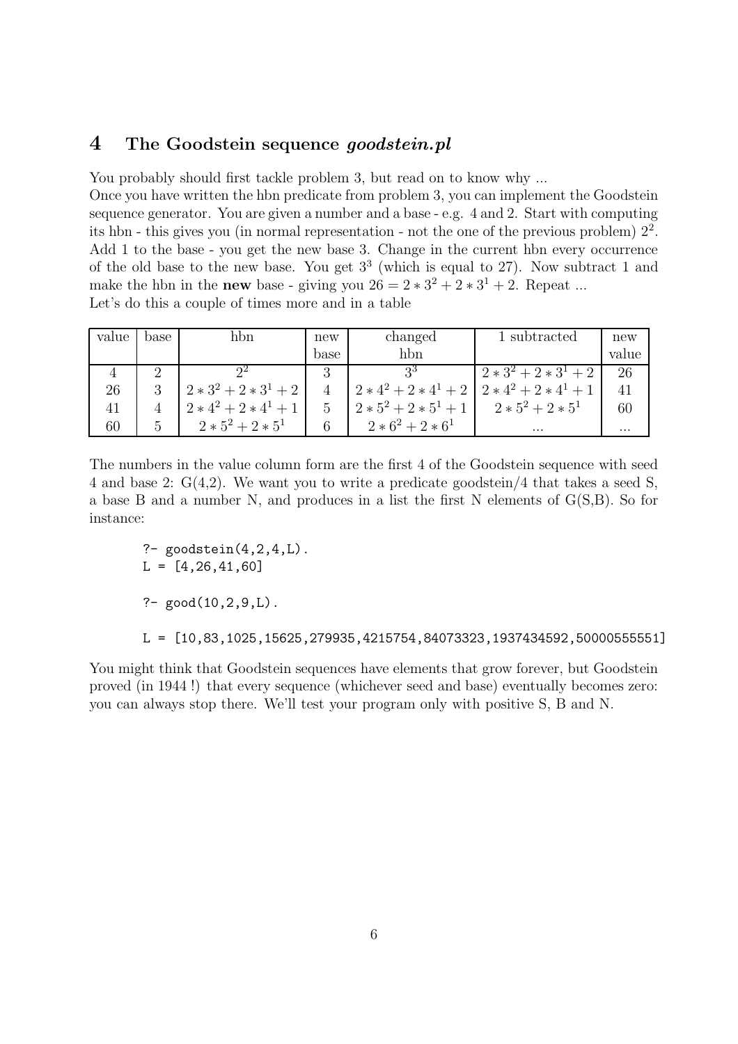## 4 The Goodstein sequence *goodstein.pl*

You probably should first tackle problem 3, but read on to know why ...
Once you have written the hbn predicate from problem 3, you can implement the Goodstein sequence generator. You are given a number and a base - e.g. 4 and 2. Start with computing its hbn - this gives you (in normal representation - not the one of the previous problem) $2^2$. Add 1 to the base - you get the new base 3. Change in the current hbn every occurrence of the old base to the new base. You get $3^3$ (which is equal to 27). Now subtract 1 and make the hbn in the **new** base - giving you $26 = 2 * 3^2 + 2 * 3^1 + 2$. Repeat ...
Let's do this a couple of times more and in a table

| value | base | hbn | new base | changed hbn | 1 subtracted | new value |
|---|---|---|---|---|---|---|
| 4 | 2 | $2^2$ | 3 | $3^3$ | $2 * 3^2 + 2 * 3^1 + 2$ | 26 |
| 26 | 3 | $2 * 3^2 + 2 * 3^1 + 2$ | 4 | $2 * 4^2 + 2 * 4^1 + 2$ | $2 * 4^2 + 2 * 4^1 + 1$ | 41 |
| 41 | 4 | $2 * 4^2 + 2 * 4^1 + 1$ | 5 | $2 * 5^2 + 2 * 5^1 + 1$ | $2 * 5^2 + 2 * 5^1$ | 60 |
| 60 | 5 | $2 * 5^2 + 2 * 5^1$ | 6 | $2 * 6^2 + 2 * 6^1$ | ... | ... |

The numbers in the value column form are the first 4 of the Goodstein sequence with seed 4 and base 2: G(4,2). We want you to write a predicate goodstein/4 that takes a seed S, a base B and a number N, and produces in a list the first N elements of G(S,B). So for instance:

```
?- goodstein(4,2,4,L).
L = [4,26,41,60]

?- good(10,2,9,L).

L = [10,83,1025,15625,279935,4215754,84073323,1937434592,50000555551]
```

You might think that Goodstein sequences have elements that grow forever, but Goodstein proved (in 1944 !) that every sequence (whichever seed and base) eventually becomes zero: you can always stop there. We'll test your program only with positive S, B and N.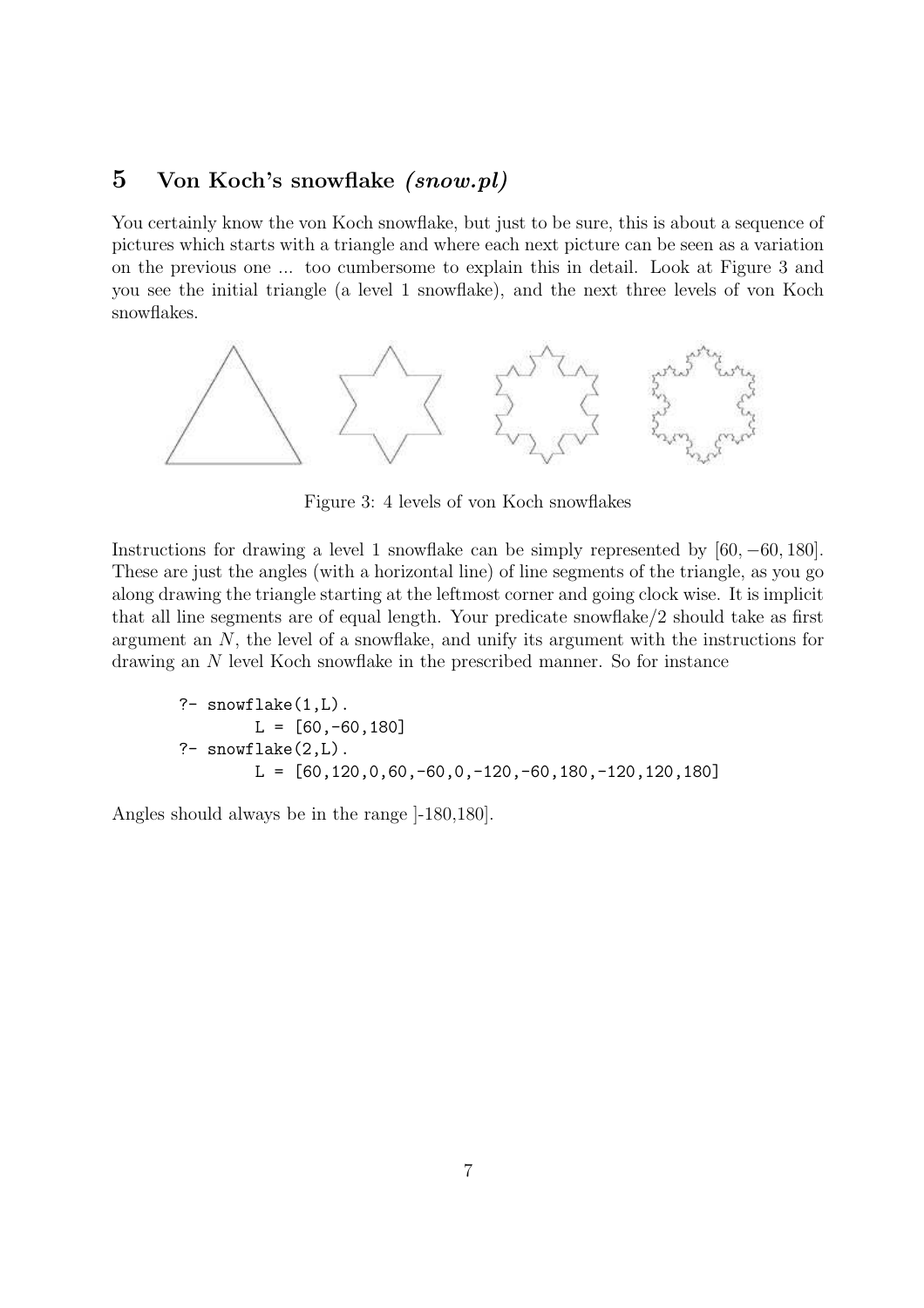## 5 Von Koch's snowflake *(snow.pl)*

You certainly know the von Koch snowflake, but just to be sure, this is about a sequence of pictures which starts with a triangle and where each next picture can be seen as a variation on the previous one ... too cumbersome to explain this in detail. Look at Figure 3 and you see the initial triangle (a level 1 snowflake), and the next three levels of von Koch snowflakes.

Figure 3: 4 levels of von Koch snowflakes

Instructions for drawing a level 1 snowflake can be simply represented by $[60, -60, 180]$. These are just the angles (with a horizontal line) of line segments of the triangle, as you go along drawing the triangle starting at the leftmost corner and going clock wise. It is implicit that all line segments are of equal length. Your predicate snowflake/2 should take as first argument an $N$, the level of a snowflake, and unify its argument with the instructions for drawing an $N$ level Koch snowflake in the prescribed manner. So for instance

```
?- snowflake(1,L).
        L = [60,-60,180]
?- snowflake(2,L).
        L = [60,120,0,60,-60,0,-120,-60,180,-120,120,180]
```

Angles should always be in the range ]-180,180].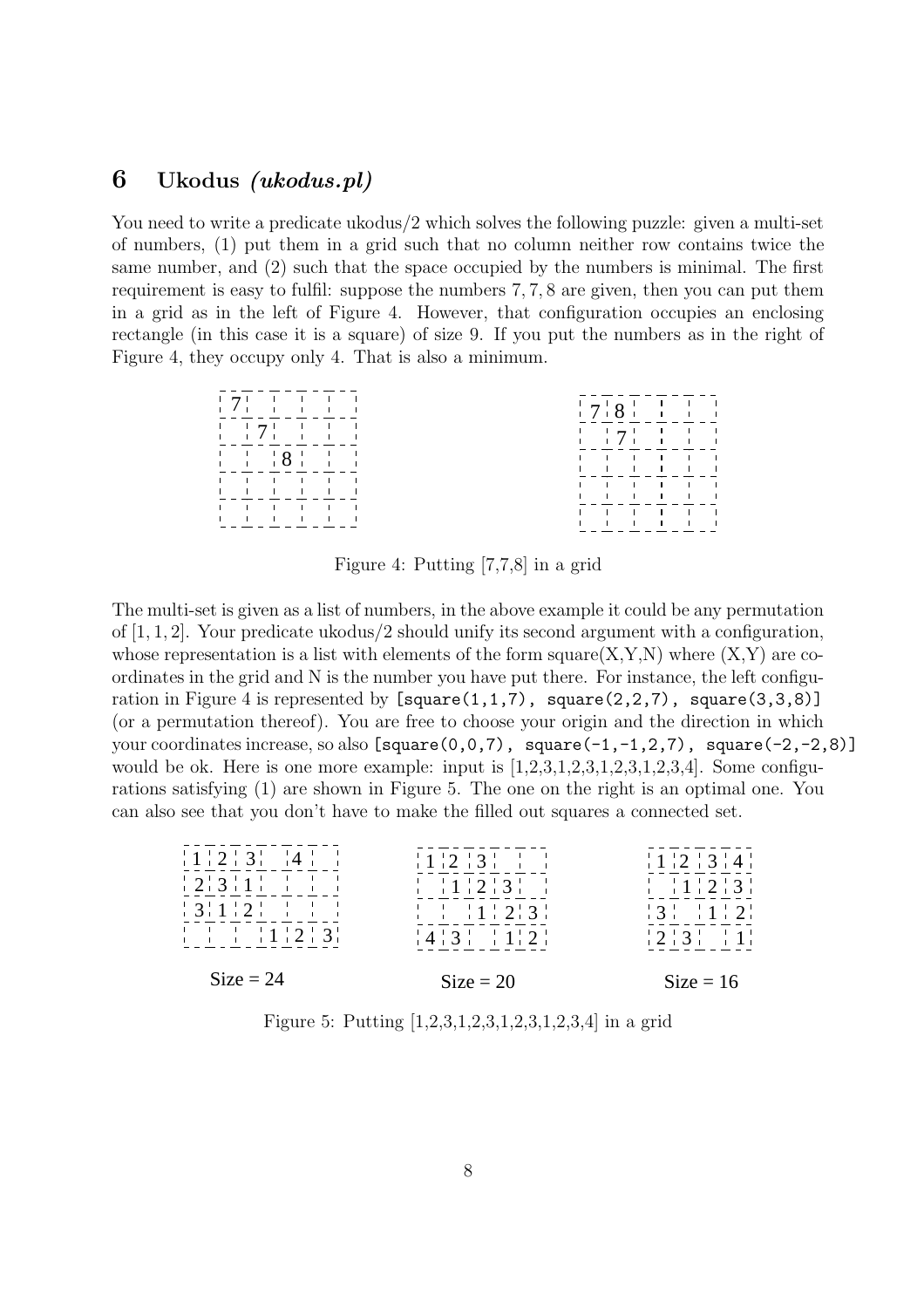## 6 Ukodus *(ukodus.pl)*

You need to write a predicate ukodus/2 which solves the following puzzle: given a multi-set of numbers, (1) put them in a grid such that no column neither row contains twice the same number, and (2) such that the space occupied by the numbers is minimal. The first requirement is easy to fulfil: suppose the numbers 7, 7, 8 are given, then you can put them in a grid as in the left of Figure 4. However, that configuration occupies an enclosing rectangle (in this case it is a square) of size 9. If you put the numbers as in the right of Figure 4, they occupy only 4. That is also a minimum.

| 7 | | | | |
|---|---|---|---|---|
| | 7 | | | |
| | | 8 | | |
| | | | | |
| | | | | |

| 7 | 8 | | | |
|---|---|---|---|---|
| | 7 | | | |
| | | | | |
| | | | | |
| | | | | |

Figure 4: Putting [7,7,8] in a grid

The multi-set is given as a list of numbers, in the above example it could be any permutation of [1, 1, 2]. Your predicate ukodus/2 should unify its second argument with a configuration, whose representation is a list with elements of the form square(X,Y,N) where (X,Y) are coordinates in the grid and N is the number you have put there. For instance, the left configuration in Figure 4 is represented by `[square(1,1,7), square(2,2,7), square(3,3,8)]` (or a permutation thereof). You are free to choose your origin and the direction in which your coordinates increase, so also `[square(0,0,7), square(-1,-1,2,7), square(-2,-2,8)]` would be ok. Here is one more example: input is [1,2,3,1,2,3,1,2,3,1,2,3,4]. Some configurations satisfying (1) are shown in Figure 5. The one on the right is an optimal one. You can also see that you don't have to make the filled out squares a connected set.

| 1 | 2 | 3 | | 4 | |
|---|---|---|---|---|---|
| 2 | 3 | 1 | | | |
| 3 | 1 | 2 | | | |
| | | | 1 | 2 | 3 |

Size = 24

| 1 | 2 | 3 | | |
|---|---|---|---|---|
| | 1 | 2 | 3 | |
| | | 1 | 2 | 3 |
| 4 | 3 | | 1 | 2 |

Size = 20

| 1 | 2 | 3 | 4 |
|---|---|---|---|
| | 1 | 2 | 3 |
| 3 | | 1 | 2 |
| 2 | 3 | | 1 |

Size = 16

Figure 5: Putting [1,2,3,1,2,3,1,2,3,1,2,3,4] in a grid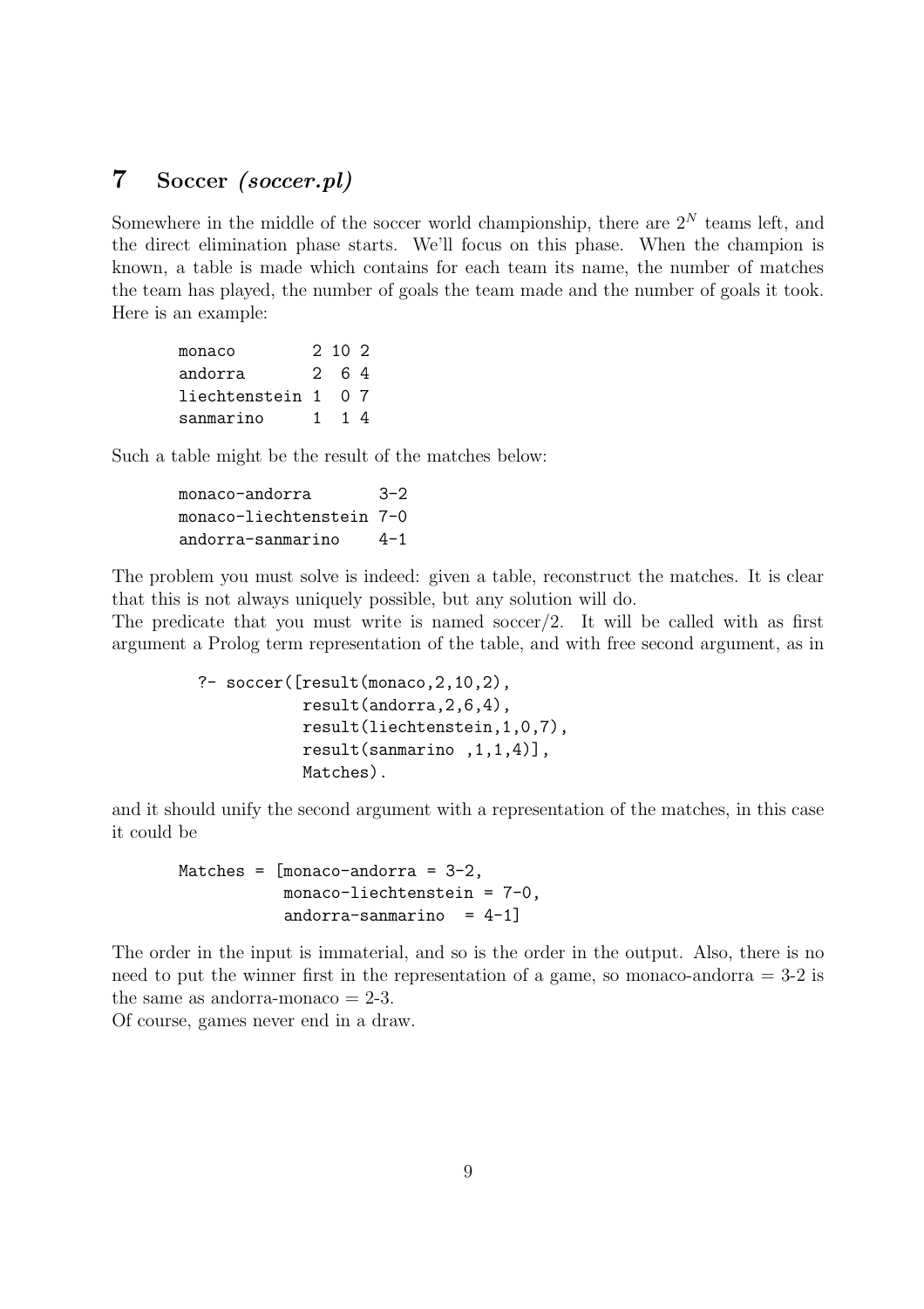## 7 Soccer *(soccer.pl)*

Somewhere in the middle of the soccer world championship, there are $2^N$ teams left, and the direct elimination phase starts. We'll focus on this phase. When the champion is known, a table is made which contains for each team its name, the number of matches the team has played, the number of goals the team made and the number of goals it took. Here is an example:

```
monaco        2 10 2
andorra       2  6 4
liechtenstein 1  0 7
sanmarino     1  1 4
```

Such a table might be the result of the matches below:

```
monaco-andorra        3-2
monaco-liechtenstein 7-0
andorra-sanmarino     4-1
```

The problem you must solve is indeed: given a table, reconstruct the matches. It is clear that this is not always uniquely possible, but any solution will do.
The predicate that you must write is named soccer/2. It will be called with as first argument a Prolog term representation of the table, and with free second argument, as in

```
?- soccer([result(monaco,2,10,2),
           result(andorra,2,6,4),
           result(liechtenstein,1,0,7),
           result(sanmarino ,1,1,4)],
           Matches).
```

and it should unify the second argument with a representation of the matches, in this case it could be

```
Matches = [monaco-andorra = 3-2,
           monaco-liechtenstein = 7-0,
           andorra-sanmarino  = 4-1]
```

The order in the input is immaterial, and so is the order in the output. Also, there is no need to put the winner first in the representation of a game, so monaco-andorra = 3-2 is the same as andorra-monaco = 2-3.
Of course, games never end in a draw.